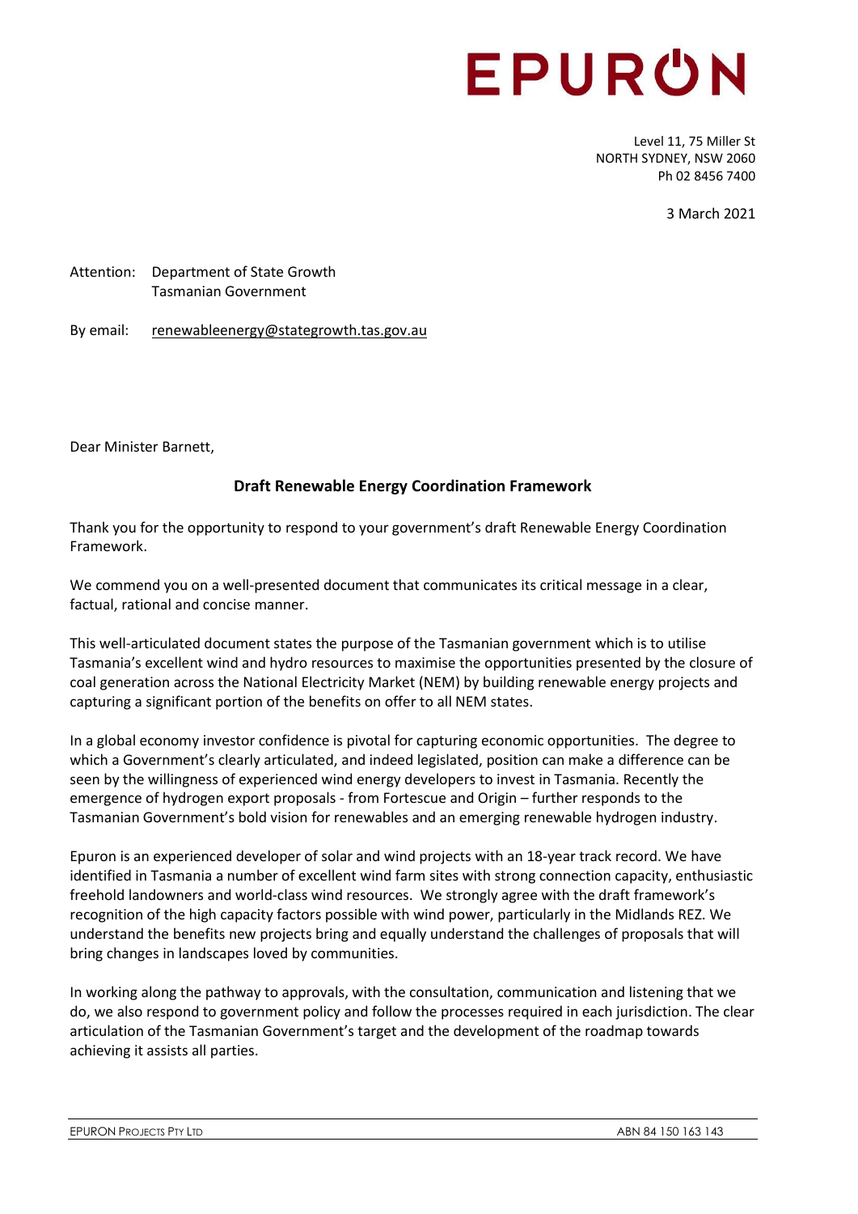# EPURON

Level 11, 75 Miller St
NORTH SYDNEY, NSW 2060
Ph 02 8456 7400

3 March 2021

Attention: Department of State Growth
Tasmanian Government

By email: renewableenergy@stategrowth.tas.gov.au

Dear Minister Barnett,

**Draft Renewable Energy Coordination Framework**

Thank you for the opportunity to respond to your government's draft Renewable Energy Coordination Framework.

We commend you on a well-presented document that communicates its critical message in a clear, factual, rational and concise manner.

This well-articulated document states the purpose of the Tasmanian government which is to utilise Tasmania's excellent wind and hydro resources to maximise the opportunities presented by the closure of coal generation across the National Electricity Market (NEM) by building renewable energy projects and capturing a significant portion of the benefits on offer to all NEM states.

In a global economy investor confidence is pivotal for capturing economic opportunities. The degree to which a Government's clearly articulated, and indeed legislated, position can make a difference can be seen by the willingness of experienced wind energy developers to invest in Tasmania. Recently the emergence of hydrogen export proposals - from Fortescue and Origin – further responds to the Tasmanian Government's bold vision for renewables and an emerging renewable hydrogen industry.

Epuron is an experienced developer of solar and wind projects with an 18-year track record. We have identified in Tasmania a number of excellent wind farm sites with strong connection capacity, enthusiastic freehold landowners and world-class wind resources. We strongly agree with the draft framework's recognition of the high capacity factors possible with wind power, particularly in the Midlands REZ. We understand the benefits new projects bring and equally understand the challenges of proposals that will bring changes in landscapes loved by communities.

In working along the pathway to approvals, with the consultation, communication and listening that we do, we also respond to government policy and follow the processes required in each jurisdiction. The clear articulation of the Tasmanian Government's target and the development of the roadmap towards achieving it assists all parties.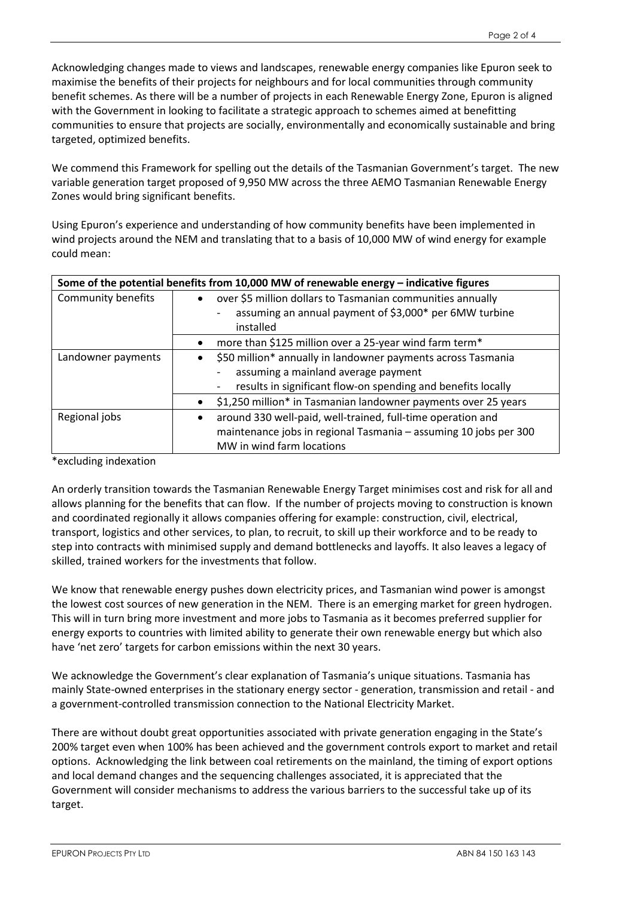Acknowledging changes made to views and landscapes, renewable energy companies like Epuron seek to maximise the benefits of their projects for neighbours and for local communities through community benefit schemes. As there will be a number of projects in each Renewable Energy Zone, Epuron is aligned with the Government in looking to facilitate a strategic approach to schemes aimed at benefitting communities to ensure that projects are socially, environmentally and economically sustainable and bring targeted, optimized benefits.

We commend this Framework for spelling out the details of the Tasmanian Government's target. The new variable generation target proposed of 9,950 MW across the three AEMO Tasmanian Renewable Energy Zones would bring significant benefits.

Using Epuron's experience and understanding of how community benefits have been implemented in wind projects around the NEM and translating that to a basis of 10,000 MW of wind energy for example could mean:

| Some of the potential benefits from 10,000 MW of renewable energy – indicative figures | |
|---|---|
| Community benefits | • over $5 million dollars to Tasmanian communities annually<br>- assuming an annual payment of $3,000* per 6MW turbine installed |
| | • more than $125 million over a 25-year wind farm term* |
| Landowner payments | • $50 million* annually in landowner payments across Tasmania<br>- assuming a mainland average payment<br>- results in significant flow-on spending and benefits locally |
| | • $1,250 million* in Tasmanian landowner payments over 25 years |
| Regional jobs | • around 330 well-paid, well-trained, full-time operation and maintenance jobs in regional Tasmania – assuming 10 jobs per 300 MW in wind farm locations |

*excluding indexation

An orderly transition towards the Tasmanian Renewable Energy Target minimises cost and risk for all and allows planning for the benefits that can flow. If the number of projects moving to construction is known and coordinated regionally it allows companies offering for example: construction, civil, electrical, transport, logistics and other services, to plan, to recruit, to skill up their workforce and to be ready to step into contracts with minimised supply and demand bottlenecks and layoffs. It also leaves a legacy of skilled, trained workers for the investments that follow.

We know that renewable energy pushes down electricity prices, and Tasmanian wind power is amongst the lowest cost sources of new generation in the NEM. There is an emerging market for green hydrogen. This will in turn bring more investment and more jobs to Tasmania as it becomes preferred supplier for energy exports to countries with limited ability to generate their own renewable energy but which also have 'net zero' targets for carbon emissions within the next 30 years.

We acknowledge the Government's clear explanation of Tasmania's unique situations. Tasmania has mainly State-owned enterprises in the stationary energy sector - generation, transmission and retail - and a government-controlled transmission connection to the National Electricity Market.

There are without doubt great opportunities associated with private generation engaging in the State's 200% target even when 100% has been achieved and the government controls export to market and retail options. Acknowledging the link between coal retirements on the mainland, the timing of export options and local demand changes and the sequencing challenges associated, it is appreciated that the Government will consider mechanisms to address the various barriers to the successful take up of its target.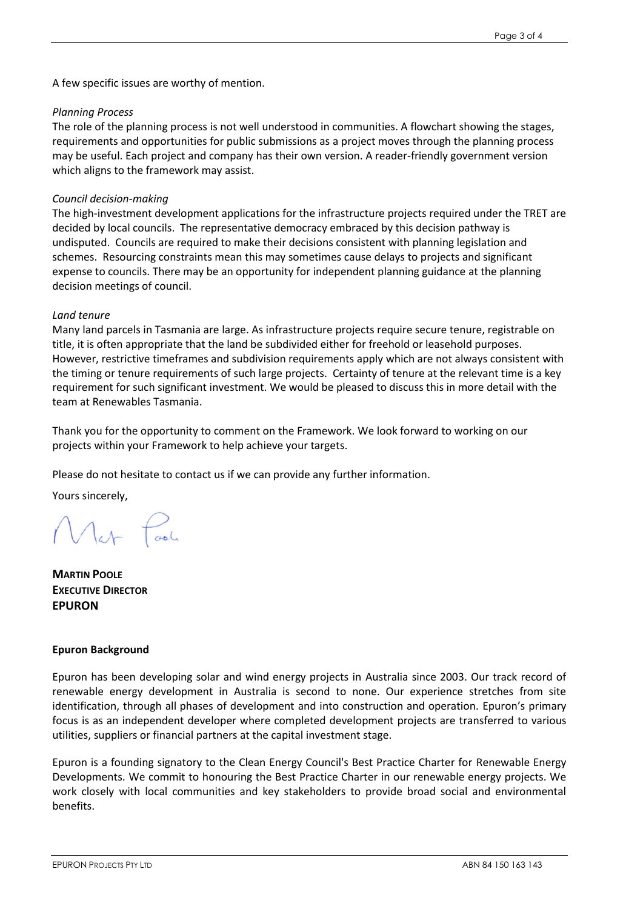A few specific issues are worthy of mention.

*Planning Process*

The role of the planning process is not well understood in communities. A flowchart showing the stages, requirements and opportunities for public submissions as a project moves through the planning process may be useful. Each project and company has their own version. A reader-friendly government version which aligns to the framework may assist.

*Council decision-making*

The high-investment development applications for the infrastructure projects required under the TRET are decided by local councils. The representative democracy embraced by this decision pathway is undisputed. Councils are required to make their decisions consistent with planning legislation and schemes. Resourcing constraints mean this may sometimes cause delays to projects and significant expense to councils. There may be an opportunity for independent planning guidance at the planning decision meetings of council.

*Land tenure*

Many land parcels in Tasmania are large. As infrastructure projects require secure tenure, registrable on title, it is often appropriate that the land be subdivided either for freehold or leasehold purposes. However, restrictive timeframes and subdivision requirements apply which are not always consistent with the timing or tenure requirements of such large projects. Certainty of tenure at the relevant time is a key requirement for such significant investment. We would be pleased to discuss this in more detail with the team at Renewables Tasmania.

Thank you for the opportunity to comment on the Framework. We look forward to working on our projects within your Framework to help achieve your targets.

Please do not hesitate to contact us if we can provide any further information.

Yours sincerely,

**MARTIN POOLE**
**EXECUTIVE DIRECTOR**
**EPURON**

**Epuron Background**

Epuron has been developing solar and wind energy projects in Australia since 2003. Our track record of renewable energy development in Australia is second to none. Our experience stretches from site identification, through all phases of development and into construction and operation. Epuron's primary focus is as an independent developer where completed development projects are transferred to various utilities, suppliers or financial partners at the capital investment stage.

Epuron is a founding signatory to the Clean Energy Council's Best Practice Charter for Renewable Energy Developments. We commit to honouring the Best Practice Charter in our renewable energy projects. We work closely with local communities and key stakeholders to provide broad social and environmental benefits.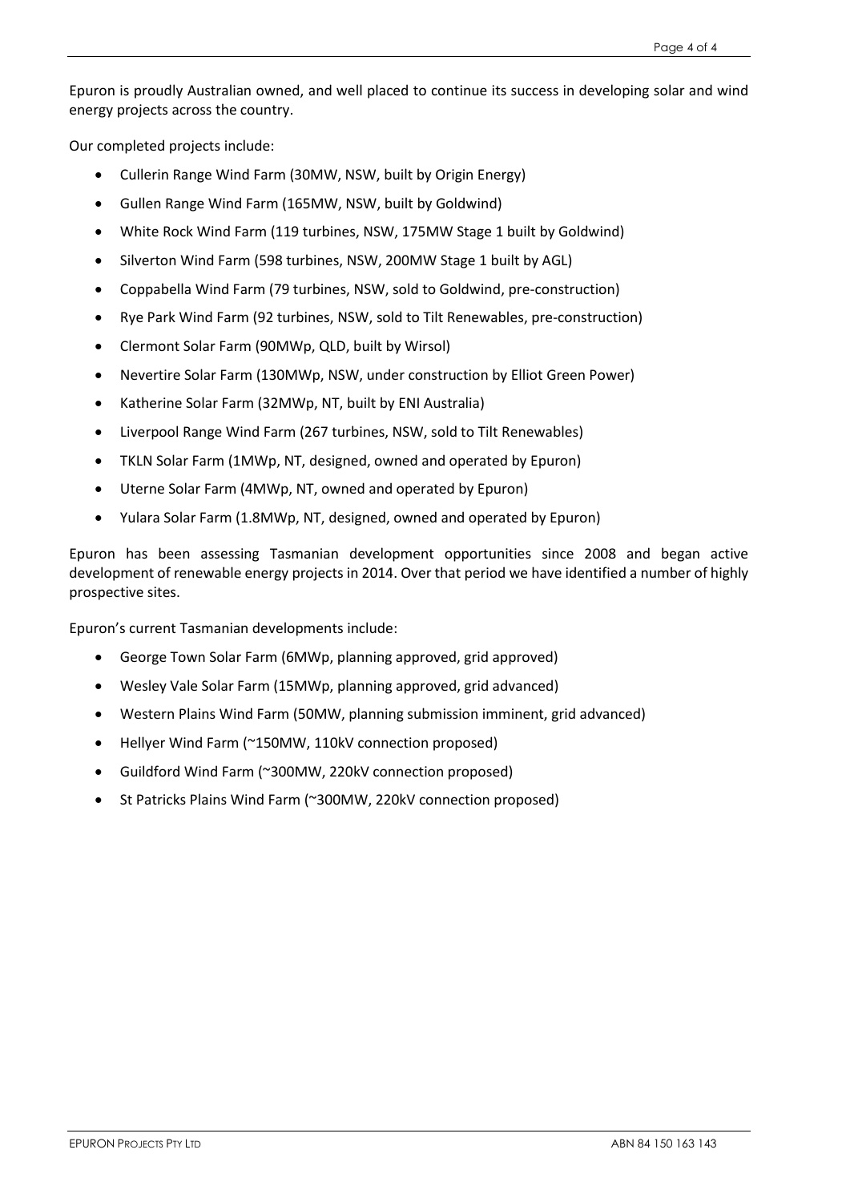Epuron is proudly Australian owned, and well placed to continue its success in developing solar and wind energy projects across the country.

Our completed projects include:

- Cullerin Range Wind Farm (30MW, NSW, built by Origin Energy)
- Gullen Range Wind Farm (165MW, NSW, built by Goldwind)
- White Rock Wind Farm (119 turbines, NSW, 175MW Stage 1 built by Goldwind)
- Silverton Wind Farm (598 turbines, NSW, 200MW Stage 1 built by AGL)
- Coppabella Wind Farm (79 turbines, NSW, sold to Goldwind, pre-construction)
- Rye Park Wind Farm (92 turbines, NSW, sold to Tilt Renewables, pre-construction)
- Clermont Solar Farm (90MWp, QLD, built by Wirsol)
- Nevertire Solar Farm (130MWp, NSW, under construction by Elliot Green Power)
- Katherine Solar Farm (32MWp, NT, built by ENI Australia)
- Liverpool Range Wind Farm (267 turbines, NSW, sold to Tilt Renewables)
- TKLN Solar Farm (1MWp, NT, designed, owned and operated by Epuron)
- Uterne Solar Farm (4MWp, NT, owned and operated by Epuron)
- Yulara Solar Farm (1.8MWp, NT, designed, owned and operated by Epuron)

Epuron has been assessing Tasmanian development opportunities since 2008 and began active development of renewable energy projects in 2014. Over that period we have identified a number of highly prospective sites.

Epuron's current Tasmanian developments include:

- George Town Solar Farm (6MWp, planning approved, grid approved)
- Wesley Vale Solar Farm (15MWp, planning approved, grid advanced)
- Western Plains Wind Farm (50MW, planning submission imminent, grid advanced)
- Hellyer Wind Farm (~150MW, 110kV connection proposed)
- Guildford Wind Farm (~300MW, 220kV connection proposed)
- St Patricks Plains Wind Farm (~300MW, 220kV connection proposed)